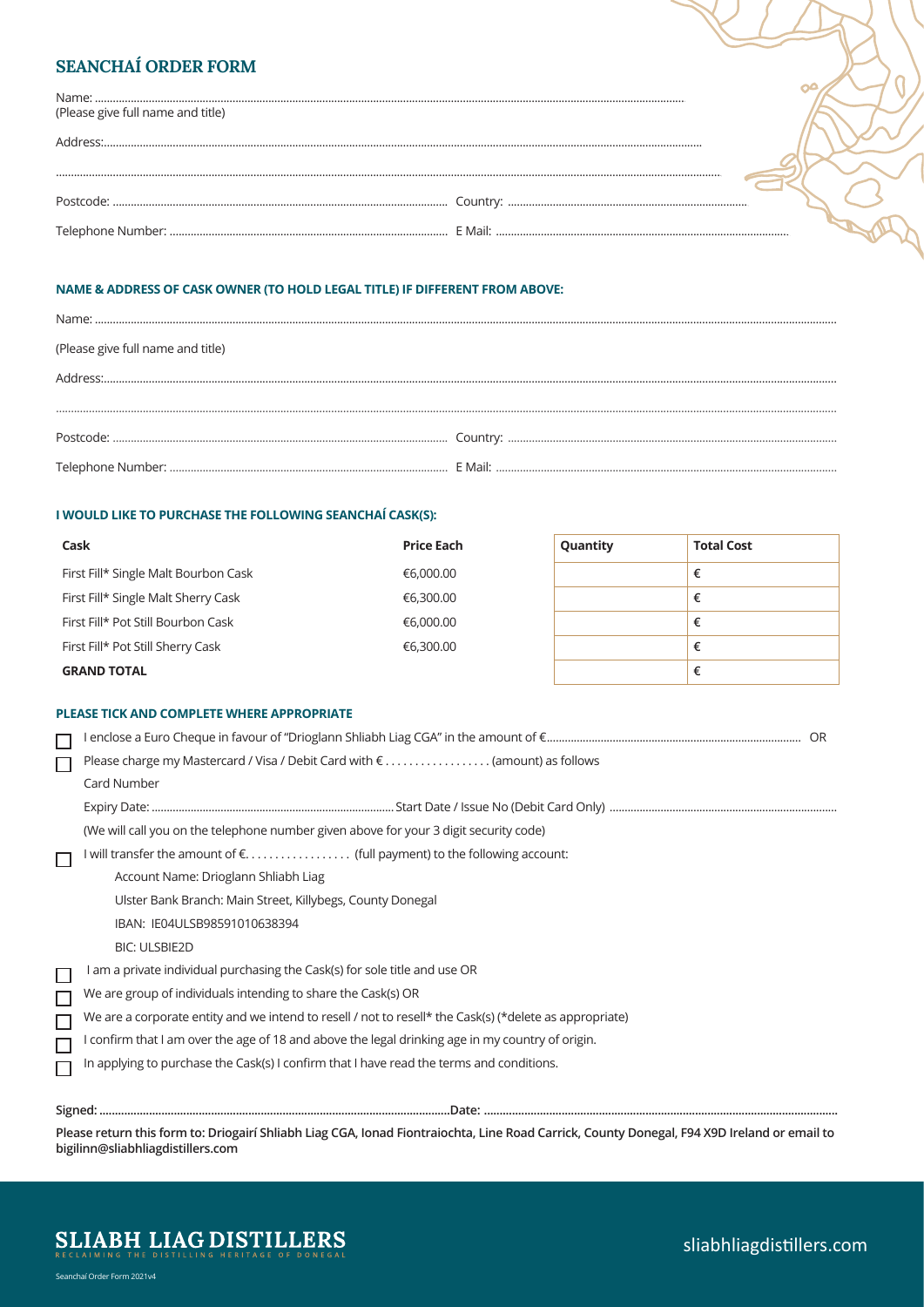## SEANCHAÍ ORDER FORM

Name: ..................................................................................................................................................................................................
(Please give full name and title)

Address:..............................................................................................................................................................................................

..........................................................................................................................................................................................................

Postcode: ................................................................................................ Country: .................................................................................

Telephone Number: ............................................................................... E Mail: ..................................................................................

### NAME & ADDRESS OF CASK OWNER (TO HOLD LEGAL TITLE) IF DIFFERENT FROM ABOVE:

Name: ..................................................................................................................................................................................................

(Please give full name and title)

Address:..............................................................................................................................................................................................

..........................................................................................................................................................................................................

Postcode: ................................................................................................ Country: .................................................................................

Telephone Number: ............................................................................... E Mail: ..................................................................................

### I WOULD LIKE TO PURCHASE THE FOLLOWING SEANCHAÍ CASK(S):

| Cask | Price Each | Quantity | Total Cost |
|---|---|---|---|
| First Fill* Single Malt Bourbon Cask | €6,000.00 | | € |
| First Fill* Single Malt Sherry Cask | €6,300.00 | | € |
| First Fill* Pot Still Bourbon Cask | €6,000.00 | | € |
| First Fill* Pot Still Sherry Cask | €6,300.00 | | € |
| **GRAND TOTAL** | | | € |

### PLEASE TICK AND COMPLETE WHERE APPROPRIATE

- ☐ I enclose a Euro Cheque in favour of "Drioglann Shliabh Liag CGA" in the amount of €................................................................................................ OR
- ☐ Please charge my Mastercard / Visa / Debit Card with € . . . . . . . . . . . . . . . . . . (amount) as follows
  
  Card Number
  
  Expiry Date: ................................................................................ Start Date / Issue No (Debit Card Only) ..........................................................................
  
  (We will call you on the telephone number given above for your 3 digit security code)
- ☐ I will transfer the amount of €. . . . . . . . . . . . . . . . . . (full payment) to the following account:
  
  Account Name: Drioglann Shliabh Liag
  
  Ulster Bank Branch: Main Street, Killybegs, County Donegal
  
  IBAN: IE04ULSB98591010638394
  
  BIC: ULSBIE2D
- ☐ I am a private individual purchasing the Cask(s) for sole title and use OR
- ☐ We are group of individuals intending to share the Cask(s) OR
- ☐ We are a corporate entity and we intend to resell / not to resell* the Cask(s) (*delete as appropriate)
- ☐ I confirm that I am over the age of 18 and above the legal drinking age in my country of origin.
- ☐ In applying to purchase the Cask(s) I confirm that I have read the terms and conditions.

**Signed: ..................................................................................................................Date: .................................................................................................................**

**Please return this form to: Driogairí Shliabh Liag CGA, Ionad Fiontraíochta, Line Road Carrick, County Donegal, F94 X9D Ireland or email to bigilinn@sliabhliagdistillers.com**

**SLIABH LIAG DISTILLERS**
RECLAIMING THE DISTILLING HERITAGE OF DONEGAL

sliabhliagdistillers.com

Seanchaí Order Form 2021v4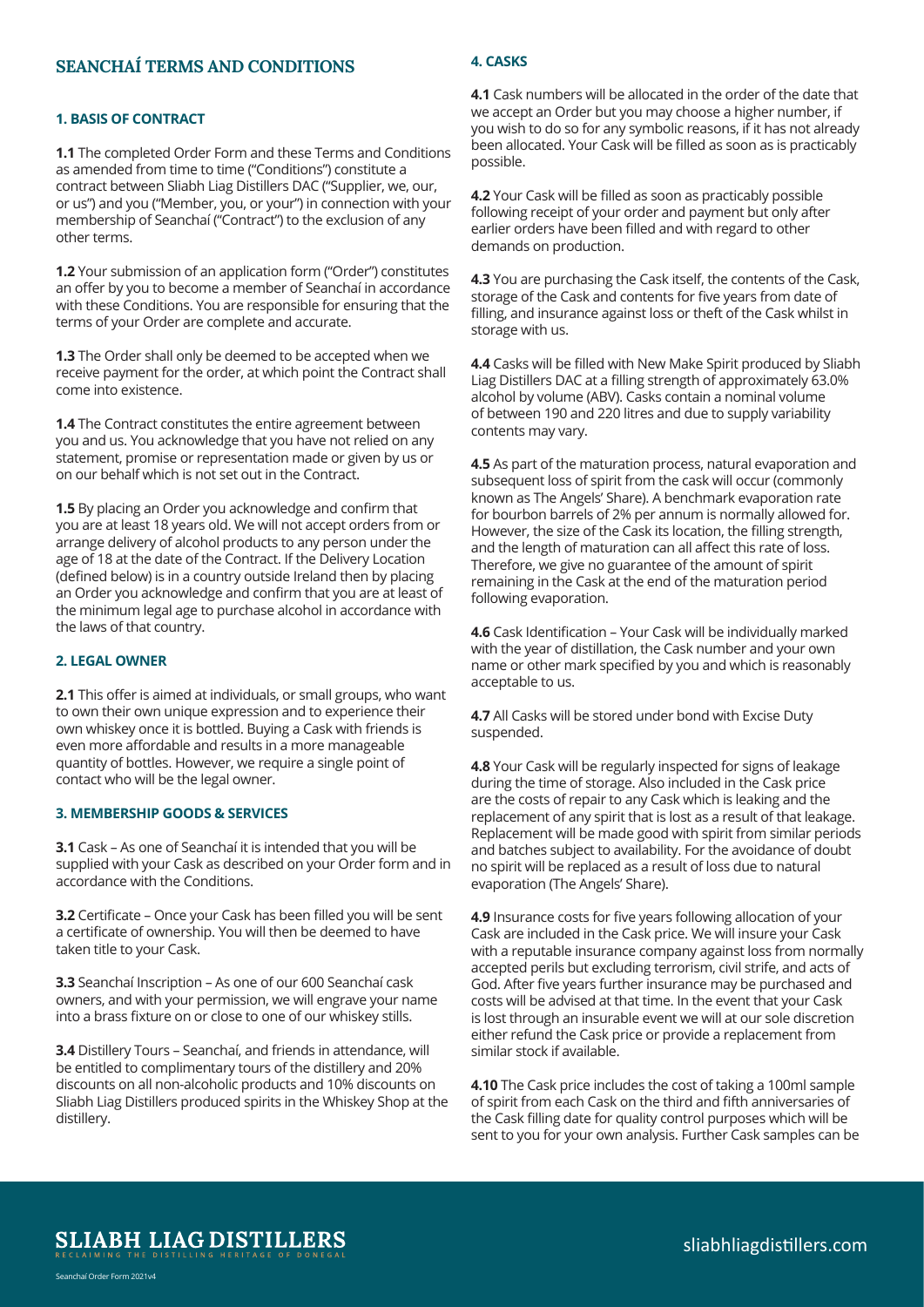## SEANCHAÍ TERMS AND CONDITIONS

### 1. BASIS OF CONTRACT

**1.1** The completed Order Form and these Terms and Conditions as amended from time to time ("Conditions") constitute a contract between Sliabh Liag Distillers DAC ("Supplier, we, our, or us") and you ("Member, you, or your") in connection with your membership of Seanchaí ("Contract") to the exclusion of any other terms.

**1.2** Your submission of an application form ("Order") constitutes an offer by you to become a member of Seanchaí in accordance with these Conditions. You are responsible for ensuring that the terms of your Order are complete and accurate.

**1.3** The Order shall only be deemed to be accepted when we receive payment for the order, at which point the Contract shall come into existence.

**1.4** The Contract constitutes the entire agreement between you and us. You acknowledge that you have not relied on any statement, promise or representation made or given by us or on our behalf which is not set out in the Contract.

**1.5** By placing an Order you acknowledge and confirm that you are at least 18 years old. We will not accept orders from or arrange delivery of alcohol products to any person under the age of 18 at the date of the Contract. If the Delivery Location (defined below) is in a country outside Ireland then by placing an Order you acknowledge and confirm that you are at least of the minimum legal age to purchase alcohol in accordance with the laws of that country.

### 2. LEGAL OWNER

**2.1** This offer is aimed at individuals, or small groups, who want to own their own unique expression and to experience their own whiskey once it is bottled. Buying a Cask with friends is even more affordable and results in a more manageable quantity of bottles. However, we require a single point of contact who will be the legal owner.

### 3. MEMBERSHIP GOODS & SERVICES

**3.1** Cask – As one of Seanchaí it is intended that you will be supplied with your Cask as described on your Order form and in accordance with the Conditions.

**3.2** Certificate – Once your Cask has been filled you will be sent a certificate of ownership. You will then be deemed to have taken title to your Cask.

**3.3** Seanchaí Inscription – As one of our 600 Seanchaí cask owners, and with your permission, we will engrave your name into a brass fixture on or close to one of our whiskey stills.

**3.4** Distillery Tours – Seanchaí, and friends in attendance, will be entitled to complimentary tours of the distillery and 20% discounts on all non-alcoholic products and 10% discounts on Sliabh Liag Distillers produced spirits in the Whiskey Shop at the distillery.

### 4. CASKS

**4.1** Cask numbers will be allocated in the order of the date that we accept an Order but you may choose a higher number, if you wish to do so for any symbolic reasons, if it has not already been allocated. Your Cask will be filled as soon as is practicably possible.

**4.2** Your Cask will be filled as soon as practicably possible following receipt of your order and payment but only after earlier orders have been filled and with regard to other demands on production.

**4.3** You are purchasing the Cask itself, the contents of the Cask, storage of the Cask and contents for five years from date of filling, and insurance against loss or theft of the Cask whilst in storage with us.

**4.4** Casks will be filled with New Make Spirit produced by Sliabh Liag Distillers DAC at a filling strength of approximately 63.0% alcohol by volume (ABV). Casks contain a nominal volume of between 190 and 220 litres and due to supply variability contents may vary.

**4.5** As part of the maturation process, natural evaporation and subsequent loss of spirit from the cask will occur (commonly known as The Angels' Share). A benchmark evaporation rate for bourbon barrels of 2% per annum is normally allowed for. However, the size of the Cask its location, the filling strength, and the length of maturation can all affect this rate of loss. Therefore, we give no guarantee of the amount of spirit remaining in the Cask at the end of the maturation period following evaporation.

**4.6** Cask Identification – Your Cask will be individually marked with the year of distillation, the Cask number and your own name or other mark specified by you and which is reasonably acceptable to us.

**4.7** All Casks will be stored under bond with Excise Duty suspended.

**4.8** Your Cask will be regularly inspected for signs of leakage during the time of storage. Also included in the Cask price are the costs of repair to any Cask which is leaking and the replacement of any spirit that is lost as a result of that leakage. Replacement will be made good with spirit from similar periods and batches subject to availability. For the avoidance of doubt no spirit will be replaced as a result of loss due to natural evaporation (The Angels' Share).

**4.9** Insurance costs for five years following allocation of your Cask are included in the Cask price. We will insure your Cask with a reputable insurance company against loss from normally accepted perils but excluding terrorism, civil strife, and acts of God. After five years further insurance may be purchased and costs will be advised at that time. In the event that your Cask is lost through an insurable event we will at our sole discretion either refund the Cask price or provide a replacement from similar stock if available.

**4.10** The Cask price includes the cost of taking a 100ml sample of spirit from each Cask on the third and fifth anniversaries of the Cask filling date for quality control purposes which will be sent to you for your own analysis. Further Cask samples can be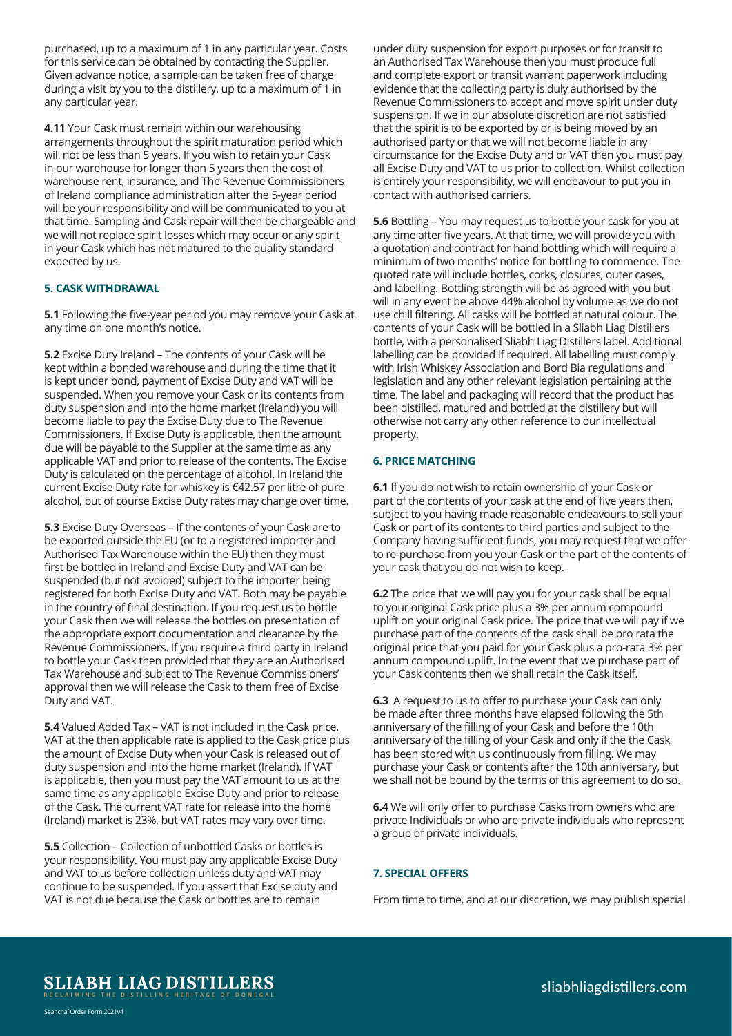purchased, up to a maximum of 1 in any particular year. Costs for this service can be obtained by contacting the Supplier. Given advance notice, a sample can be taken free of charge during a visit by you to the distillery, up to a maximum of 1 in any particular year.

**4.11** Your Cask must remain within our warehousing arrangements throughout the spirit maturation period which will not be less than 5 years. If you wish to retain your Cask in our warehouse for longer than 5 years then the cost of warehouse rent, insurance, and The Revenue Commissioners of Ireland compliance administration after the 5-year period will be your responsibility and will be communicated to you at that time. Sampling and Cask repair will then be chargeable and we will not replace spirit losses which may occur or any spirit in your Cask which has not matured to the quality standard expected by us.

### 5. CASK WITHDRAWAL

**5.1** Following the five-year period you may remove your Cask at any time on one month's notice.

**5.2** Excise Duty Ireland – The contents of your Cask will be kept within a bonded warehouse and during the time that it is kept under bond, payment of Excise Duty and VAT will be suspended. When you remove your Cask or its contents from duty suspension and into the home market (Ireland) you will become liable to pay the Excise Duty due to The Revenue Commissioners. If Excise Duty is applicable, then the amount due will be payable to the Supplier at the same time as any applicable VAT and prior to release of the contents. The Excise Duty is calculated on the percentage of alcohol. In Ireland the current Excise Duty rate for whiskey is €42.57 per litre of pure alcohol, but of course Excise Duty rates may change over time.

**5.3** Excise Duty Overseas – If the contents of your Cask are to be exported outside the EU (or to a registered importer and Authorised Tax Warehouse within the EU) then they must first be bottled in Ireland and Excise Duty and VAT can be suspended (but not avoided) subject to the importer being registered for both Excise Duty and VAT. Both may be payable in the country of final destination. If you request us to bottle your Cask then we will release the bottles on presentation of the appropriate export documentation and clearance by the Revenue Commissioners. If you require a third party in Ireland to bottle your Cask then provided that they are an Authorised Tax Warehouse and subject to The Revenue Commissioners' approval then we will release the Cask to them free of Excise Duty and VAT.

**5.4** Valued Added Tax – VAT is not included in the Cask price. VAT at the then applicable rate is applied to the Cask price plus the amount of Excise Duty when your Cask is released out of duty suspension and into the home market (Ireland). If VAT is applicable, then you must pay the VAT amount to us at the same time as any applicable Excise Duty and prior to release of the Cask. The current VAT rate for release into the home (Ireland) market is 23%, but VAT rates may vary over time.

**5.5** Collection – Collection of unbottled Casks or bottles is your responsibility. You must pay any applicable Excise Duty and VAT to us before collection unless duty and VAT may continue to be suspended. If you assert that Excise duty and VAT is not due because the Cask or bottles are to remain under duty suspension for export purposes or for transit to an Authorised Tax Warehouse then you must produce full and complete export or transit warrant paperwork including evidence that the collecting party is duly authorised by the Revenue Commissioners to accept and move spirit under duty suspension. If we in our absolute discretion are not satisfied that the spirit is to be exported by or is being moved by an authorised party or that we will not become liable in any circumstance for the Excise Duty and or VAT then you must pay all Excise Duty and VAT to us prior to collection. Whilst collection is entirely your responsibility, we will endeavour to put you in contact with authorised carriers.

**5.6** Bottling – You may request us to bottle your cask for you at any time after five years. At that time, we will provide you with a quotation and contract for hand bottling which will require a minimum of two months' notice for bottling to commence. The quoted rate will include bottles, corks, closures, outer cases, and labelling. Bottling strength will be as agreed with you but will in any event be above 44% alcohol by volume as we do not use chill filtering. All casks will be bottled at natural colour. The contents of your Cask will be bottled in a Sliabh Liag Distillers bottle, with a personalised Sliabh Liag Distillers label. Additional labelling can be provided if required. All labelling must comply with Irish Whiskey Association and Bord Bia regulations and legislation and any other relevant legislation pertaining at the time. The label and packaging will record that the product has been distilled, matured and bottled at the distillery but will otherwise not carry any other reference to our intellectual property.

### 6. PRICE MATCHING

**6.1** If you do not wish to retain ownership of your Cask or part of the contents of your cask at the end of five years then, subject to you having made reasonable endeavours to sell your Cask or part of its contents to third parties and subject to the Company having sufficient funds, you may request that we offer to re-purchase from you your Cask or the part of the contents of your cask that you do not wish to keep.

**6.2** The price that we will pay you for your cask shall be equal to your original Cask price plus a 3% per annum compound uplift on your original Cask price. The price that we will pay if we purchase part of the contents of the cask shall be pro rata the original price that you paid for your Cask plus a pro-rata 3% per annum compound uplift. In the event that we purchase part of your Cask contents then we shall retain the Cask itself.

**6.3** A request to us to offer to purchase your Cask can only be made after three months have elapsed following the 5th anniversary of the filling of your Cask and before the 10th anniversary of the filling of your Cask and only if the the Cask has been stored with us continuously from filling. We may purchase your Cask or contents after the 10th anniversary, but we shall not be bound by the terms of this agreement to do so.

**6.4** We will only offer to purchase Casks from owners who are private Individuals or who are private individuals who represent a group of private individuals.

### 7. SPECIAL OFFERS

From time to time, and at our discretion, we may publish special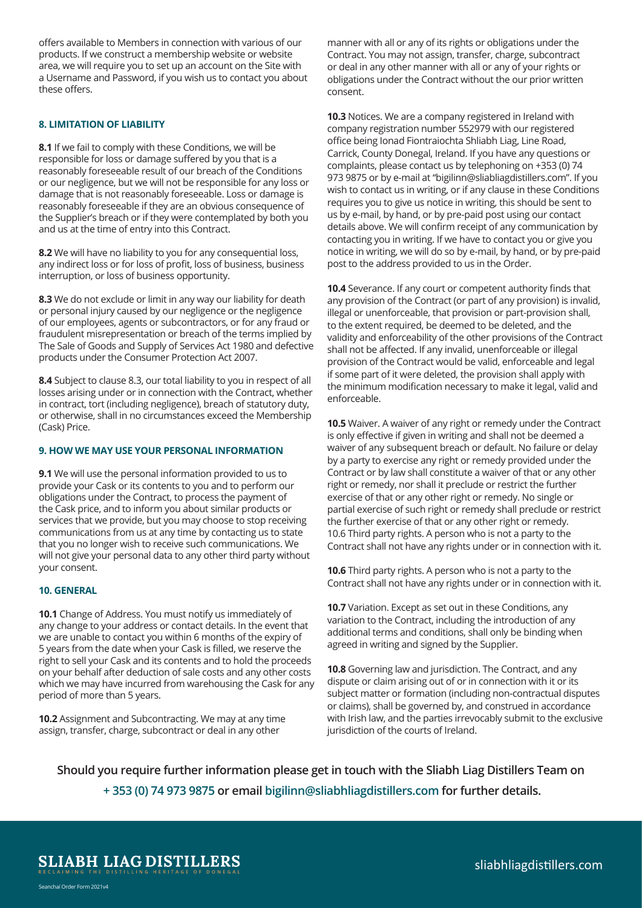offers available to Members in connection with various of our products. If we construct a membership website or website area, we will require you to set up an account on the Site with a Username and Password, if you wish us to contact you about these offers.

### 8. LIMITATION OF LIABILITY

**8.1** If we fail to comply with these Conditions, we will be responsible for loss or damage suffered by you that is a reasonably foreseeable result of our breach of the Conditions or our negligence, but we will not be responsible for any loss or damage that is not reasonably foreseeable. Loss or damage is reasonably foreseeable if they are an obvious consequence of the Supplier's breach or if they were contemplated by both you and us at the time of entry into this Contract.

**8.2** We will have no liability to you for any consequential loss, any indirect loss or for loss of profit, loss of business, business interruption, or loss of business opportunity.

**8.3** We do not exclude or limit in any way our liability for death or personal injury caused by our negligence or the negligence of our employees, agents or subcontractors, or for any fraud or fraudulent misrepresentation or breach of the terms implied by The Sale of Goods and Supply of Services Act 1980 and defective products under the Consumer Protection Act 2007.

**8.4** Subject to clause 8.3, our total liability to you in respect of all losses arising under or in connection with the Contract, whether in contract, tort (including negligence), breach of statutory duty, or otherwise, shall in no circumstances exceed the Membership (Cask) Price.

### 9. HOW WE MAY USE YOUR PERSONAL INFORMATION

**9.1** We will use the personal information provided to us to provide your Cask or its contents to you and to perform our obligations under the Contract, to process the payment of the Cask price, and to inform you about similar products or services that we provide, but you may choose to stop receiving communications from us at any time by contacting us to state that you no longer wish to receive such communications. We will not give your personal data to any other third party without your consent.

### 10. GENERAL

**10.1** Change of Address. You must notify us immediately of any change to your address or contact details. In the event that we are unable to contact you within 6 months of the expiry of 5 years from the date when your Cask is filled, we reserve the right to sell your Cask and its contents and to hold the proceeds on your behalf after deduction of sale costs and any other costs which we may have incurred from warehousing the Cask for any period of more than 5 years.

**10.2** Assignment and Subcontracting. We may at any time assign, transfer, charge, subcontract or deal in any other manner with all or any of its rights or obligations under the Contract. You may not assign, transfer, charge, subcontract or deal in any other manner with all or any of your rights or obligations under the Contract without the our prior written consent.

**10.3** Notices. We are a company registered in Ireland with company registration number 552979 with our registered office being Ionad Fiontraiochta Shliabh Liag, Line Road, Carrick, County Donegal, Ireland. If you have any questions or complaints, please contact us by telephoning on +353 (0) 74 973 9875 or by e-mail at "bigilinn@sliabligdistillers.com". If you wish to contact us in writing, or if any clause in these Conditions requires you to give us notice in writing, this should be sent to us by e-mail, by hand, or by pre-paid post using our contact details above. We will confirm receipt of any communication by contacting you in writing. If we have to contact you or give you notice in writing, we will do so by e-mail, by hand, or by pre-paid post to the address provided to us in the Order.

**10.4** Severance. If any court or competent authority finds that any provision of the Contract (or part of any provision) is invalid, illegal or unenforceable, that provision or part-provision shall, to the extent required, be deemed to be deleted, and the validity and enforceability of the other provisions of the Contract shall not be affected. If any invalid, unenforceable or illegal provision of the Contract would be valid, enforceable and legal if some part of it were deleted, the provision shall apply with the minimum modification necessary to make it legal, valid and enforceable.

**10.5** Waiver. A waiver of any right or remedy under the Contract is only effective if given in writing and shall not be deemed a waiver of any subsequent breach or default. No failure or delay by a party to exercise any right or remedy provided under the Contract or by law shall constitute a waiver of that or any other right or remedy, nor shall it preclude or restrict the further exercise of that or any other right or remedy. No single or partial exercise of such right or remedy shall preclude or restrict the further exercise of that or any other right or remedy.
10.6 Third party rights. A person who is not a party to the Contract shall not have any rights under or in connection with it.

**10.6** Third party rights. A person who is not a party to the Contract shall not have any rights under or in connection with it.

**10.7** Variation. Except as set out in these Conditions, any variation to the Contract, including the introduction of any additional terms and conditions, shall only be binding when agreed in writing and signed by the Supplier.

**10.8** Governing law and jurisdiction. The Contract, and any dispute or claim arising out of or in connection with it or its subject matter or formation (including non-contractual disputes or claims), shall be governed by, and construed in accordance with Irish law, and the parties irrevocably submit to the exclusive jurisdiction of the courts of Ireland.

**Should you require further information please get in touch with the Sliabh Liag Distillers Team on + 353 (0) 74 973 9875 or email bigilinn@sliabhliagdistillers.com for further details.**

SLIABH LIAG DISTILLERS
RECLAIMING THE DISTILLING HERITAGE OF DONEGAL

sliabhliagdistillers.com

Seanchaí Order Form 2021v4